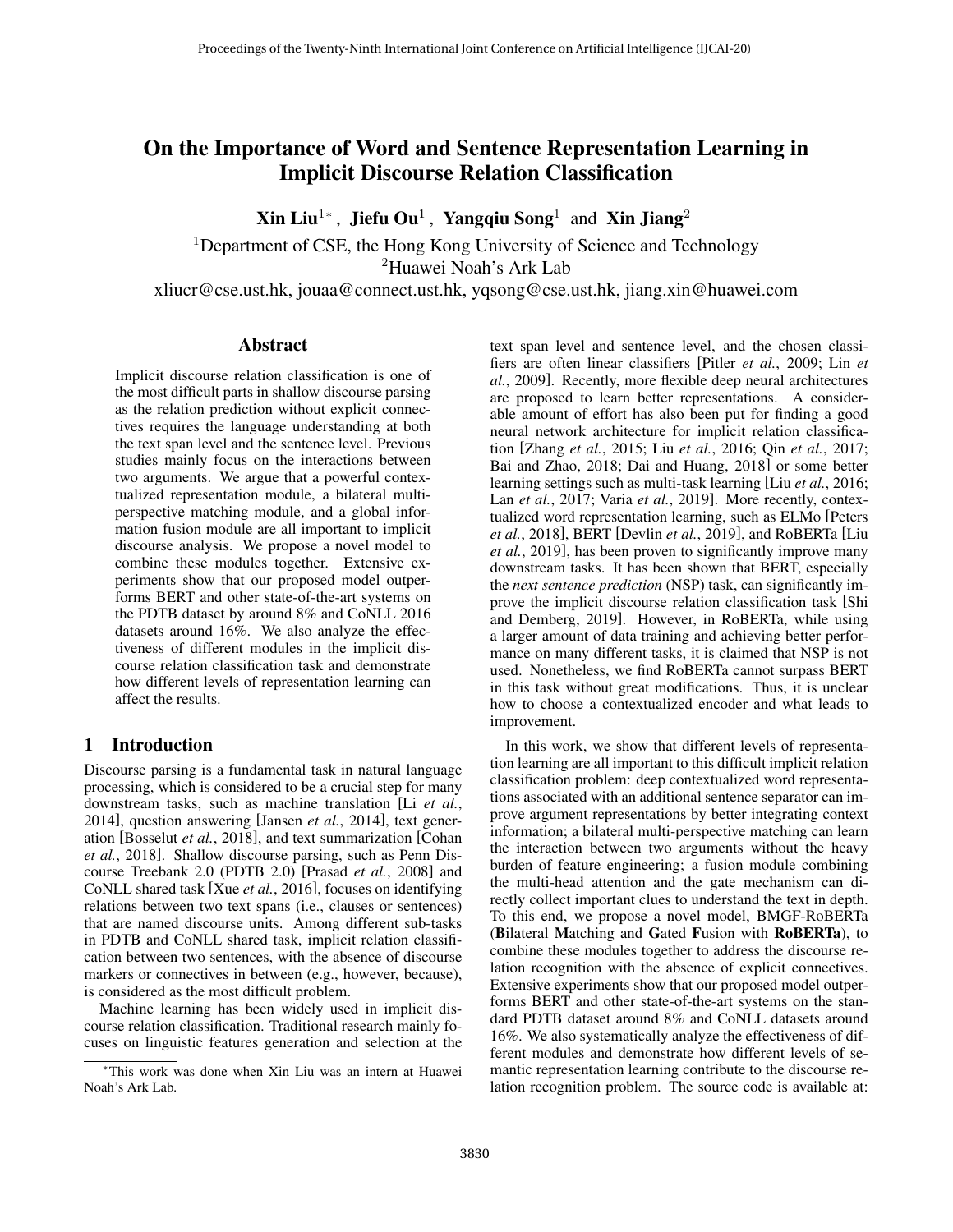# On the Importance of Word and Sentence Representation Learning in Implicit Discourse Relation Classification

**Xin Liu**[1*], **Jiefu Ou**[1], **Yangqiu Song**[1] and **Xin Jiang**[2]

[1]Department of CSE, the Hong Kong University of Science and Technology
[2]Huawei Noah's Ark Lab

xliucr@cse.ust.hk, jouaa@connect.ust.hk, yqsong@cse.ust.hk, jiang.xin@huawei.com

## Abstract

Implicit discourse relation classification is one of the most difficult parts in shallow discourse parsing as the relation prediction without explicit connectives requires the language understanding at both the text span level and the sentence level. Previous studies mainly focus on the interactions between two arguments. We argue that a powerful contextualized representation module, a bilateral multi-perspective matching module, and a global information fusion module are all important to implicit discourse analysis. We propose a novel model to combine these modules together. Extensive experiments show that our proposed model outperforms BERT and other state-of-the-art systems on the PDTB dataset by around 8% and CoNLL 2016 datasets around 16%. We also analyze the effectiveness of different modules in the implicit discourse relation classification task and demonstrate how different levels of representation learning can affect the results.

## 1 Introduction

Discourse parsing is a fundamental task in natural language processing, which is considered to be a crucial step for many downstream tasks, such as machine translation [Li *et al.*, 2014], question answering [Jansen *et al.*, 2014], text generation [Bosselut *et al.*, 2018], and text summarization [Cohan *et al.*, 2018]. Shallow discourse parsing, such as Penn Discourse Treebank 2.0 (PDTB 2.0) [Prasad *et al.*, 2008] and CoNLL shared task [Xue *et al.*, 2016], focuses on identifying relations between two text spans (i.e., clauses or sentences) that are named discourse units. Among different sub-tasks in PDTB and CoNLL shared task, implicit relation classification between two sentences, with the absence of discourse markers or connectives in between (e.g., however, because), is considered as the most difficult problem.

Machine learning has been widely used in implicit discourse relation classification. Traditional research mainly focuses on linguistic features generation and selection at the text span level and sentence level, and the chosen classifiers are often linear classifiers [Pitler *et al.*, 2009; Lin *et al.*, 2009]. Recently, more flexible deep neural architectures are proposed to learn better representations. A considerable amount of effort has also been put for finding a good neural network architecture for implicit relation classification [Zhang *et al.*, 2015; Liu *et al.*, 2016; Qin *et al.*, 2017; Bai and Zhao, 2018; Dai and Huang, 2018] or some better learning settings such as multi-task learning [Liu *et al.*, 2016; Lan *et al.*, 2017; Varia *et al.*, 2019]. More recently, contextualized word representation learning, such as ELMo [Peters *et al.*, 2018], BERT [Devlin *et al.*, 2019], and RoBERTa [Liu *et al.*, 2019], has been proven to significantly improve many downstream tasks. It has been shown that BERT, especially the *next sentence prediction* (NSP) task, can significantly improve the implicit discourse relation classification task [Shi and Demberg, 2019]. However, in RoBERTa, while using a larger amount of data training and achieving better performance on many different tasks, it is claimed that NSP is not used. Nonetheless, we find RoBERTa cannot surpass BERT in this task without great modifications. Thus, it is unclear how to choose a contextualized encoder and what leads to improvement.

In this work, we show that different levels of representation learning are all important to this difficult implicit relation classification problem: deep contextualized word representations associated with an additional sentence separator can improve argument representations by better integrating context information; a bilateral multi-perspective matching can learn the interaction between two arguments without the heavy burden of feature engineering; a fusion module combining the multi-head attention and the gate mechanism can directly collect important clues to understand the text in depth. To this end, we propose a novel model, BMGF-RoBERTa (**B**ilateral **M**atching and **G**ated **F**usion with **RoBERTa**), to combine these modules together to address the discourse relation recognition with the absence of explicit connectives. Extensive experiments show that our proposed model outperforms BERT and other state-of-the-art systems on the standard PDTB dataset around 8% and CoNLL datasets around 16%. We also systematically analyze the effectiveness of different modules and demonstrate how different levels of semantic representation learning contribute to the discourse relation recognition problem. The source code is available at:

[*]This work was done when Xin Liu was an intern at Huawei Noah's Ark Lab.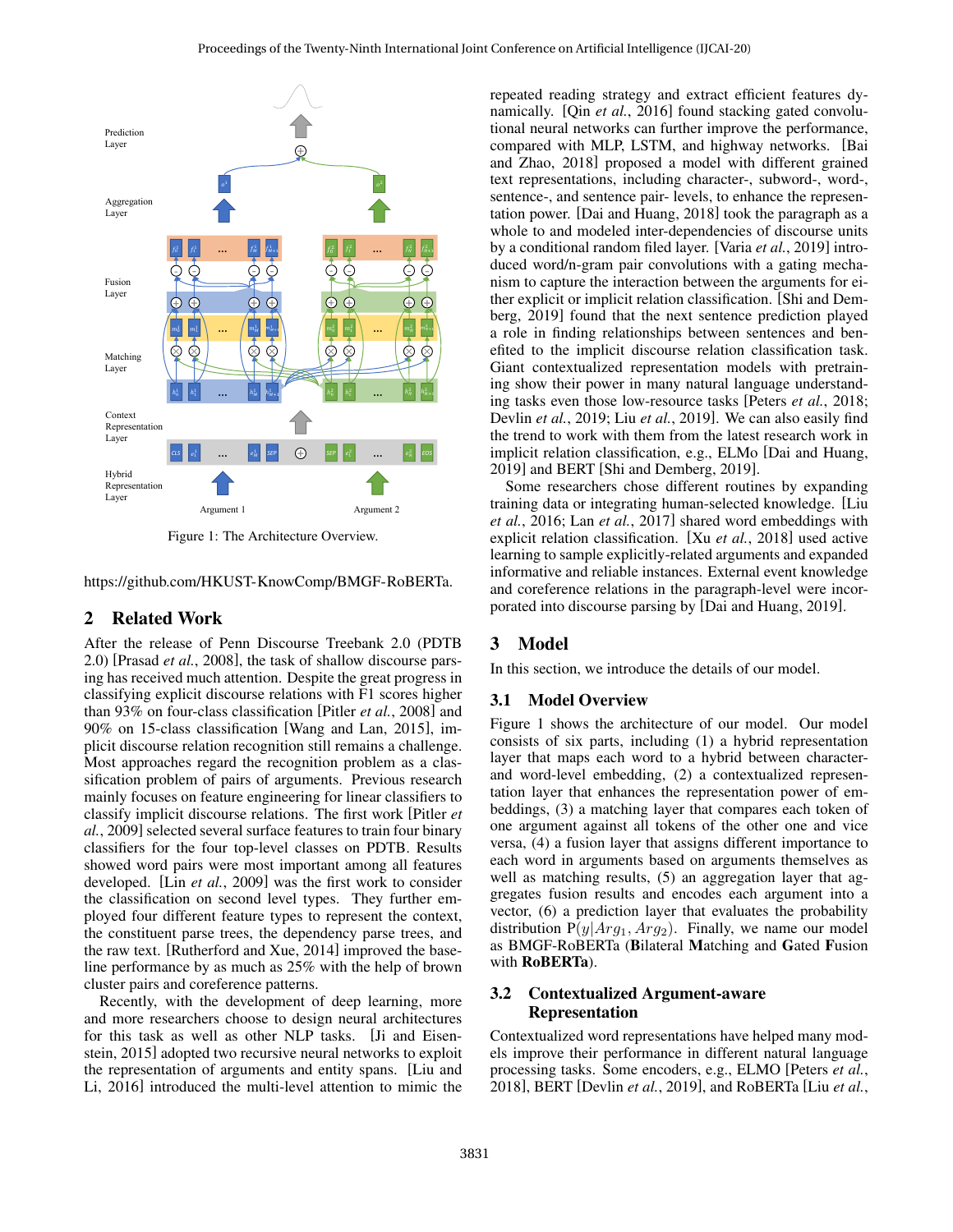Figure 1: The Architecture Overview.

https://github.com/HKUST-KnowComp/BMGF-RoBERTa.

## 2 Related Work

After the release of Penn Discourse Treebank 2.0 (PDTB 2.0) [Prasad *et al.*, 2008], the task of shallow discourse parsing has received much attention. Despite the great progress in classifying explicit discourse relations with F1 scores higher than 93% on four-class classification [Pitler *et al.*, 2008] and 90% on 15-class classification [Wang and Lan, 2015], implicit discourse relation recognition still remains a challenge. Most approaches regard the recognition problem as a classification problem of pairs of arguments. Previous research mainly focuses on feature engineering for linear classifiers to classify implicit discourse relations. The first work [Pitler *et al.*, 2009] selected several surface features to train four binary classifiers for the four top-level classes on PDTB. Results showed word pairs were most important among all features developed. [Lin *et al.*, 2009] was the first work to consider the classification on second level types. They further employed four different feature types to represent the context, the constituent parse trees, the dependency parse trees, and the raw text. [Rutherford and Xue, 2014] improved the baseline performance by as much as 25% with the help of brown cluster pairs and coreference patterns.

Recently, with the development of deep learning, more and more researchers choose to design neural architectures for this task as well as other NLP tasks. [Ji and Eisenstein, 2015] adopted two recursive neural networks to exploit the representation of arguments and entity spans. [Liu and Li, 2016] introduced the multi-level attention to mimic the repeated reading strategy and extract efficient features dynamically. [Qin *et al.*, 2016] found stacking gated convolutional neural networks can further improve the performance, compared with MLP, LSTM, and highway networks. [Bai and Zhao, 2018] proposed a model with different grained text representations, including character-, subword-, word-, sentence-, and sentence pair- levels, to enhance the representation power. [Dai and Huang, 2018] took the paragraph as a whole to and modeled inter-dependencies of discourse units by a conditional random filed layer. [Varia *et al.*, 2019] introduced word/n-gram pair convolutions with a gating mechanism to capture the interaction between the arguments for either explicit or implicit relation classification. [Shi and Demberg, 2019] found that the next sentence prediction played a role in finding relationships between sentences and benefited to the implicit discourse relation classification task. Giant contextualized representation models with pretraining show their power in many natural language understanding tasks even those low-resource tasks [Peters *et al.*, 2018; Devlin *et al.*, 2019; Liu *et al.*, 2019]. We can also easily find the trend to work with them from the latest research work in implicit relation classification, e.g., ELMo [Dai and Huang, 2019] and BERT [Shi and Demberg, 2019].

Some researchers chose different routines by expanding training data or integrating human-selected knowledge. [Liu *et al.*, 2016; Lan *et al.*, 2017] shared word embeddings with explicit relation classification. [Xu *et al.*, 2018] used active learning to sample explicitly-related arguments and expanded informative and reliable instances. External event knowledge and coreference relations in the paragraph-level were incorporated into discourse parsing by [Dai and Huang, 2019].

## 3 Model

In this section, we introduce the details of our model.

### 3.1 Model Overview

Figure 1 shows the architecture of our model. Our model consists of six parts, including (1) a hybrid representation layer that maps each word to a hybrid between character- and word-level embedding, (2) a contextualized representation layer that enhances the representation power of embeddings, (3) a matching layer that compares each token of one argument against all tokens of the other one and vice versa, (4) a fusion layer that assigns different importance to each word in arguments based on arguments themselves as well as matching results, (5) an aggregation layer that aggregates fusion results and encodes each argument into a vector, (6) a prediction layer that evaluates the probability distribution $\mathrm{P}(y|Arg_1, Arg_2)$. Finally, we name our model as BMGF-RoBERTa (**B**ilateral **M**atching and **G**ated **F**usion with **RoBERTa**).

### 3.2 Contextualized Argument-aware Representation

Contextualized word representations have helped many models improve their performance in different natural language processing tasks. Some encoders, e.g., ELMO [Peters *et al.*, 2018], BERT [Devlin *et al.*, 2019], and RoBERTa [Liu *et al.*,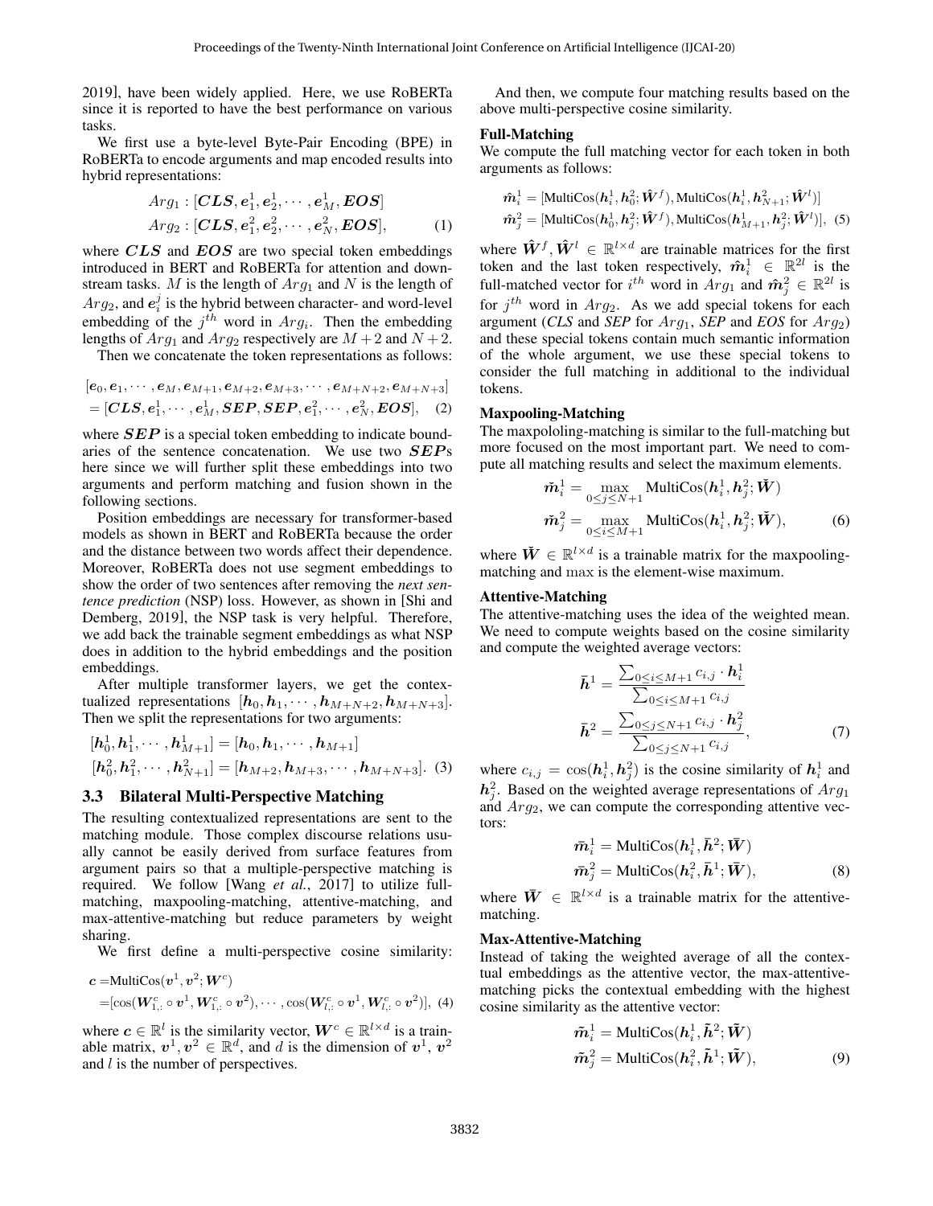2019], have been widely applied. Here, we use RoBERTa since it is reported to have the best performance on various tasks.

We first use a byte-level Byte-Pair Encoding (BPE) in RoBERTa to encode arguments and map encoded results into hybrid representations:

$$
\begin{aligned}
Arg_1 &: [\boldsymbol{CLS}, \boldsymbol{e}_1^1, \boldsymbol{e}_2^1, \cdots, \boldsymbol{e}_M^1, \boldsymbol{EOS}] \\
Arg_2 &: [\boldsymbol{CLS}, \boldsymbol{e}_1^2, \boldsymbol{e}_2^2, \cdots, \boldsymbol{e}_N^2, \boldsymbol{EOS}], \qquad (1)
\end{aligned}
$$

where $\boldsymbol{CLS}$ and $\boldsymbol{EOS}$ are two special token embeddings introduced in BERT and RoBERTa for attention and downstream tasks. $M$ is the length of $Arg_1$ and $N$ is the length of $Arg_2$, and $\boldsymbol{e}_i^j$ is the hybrid between character- and word-level embedding of the $j^{th}$ word in $Arg_i$. Then the embedding lengths of $Arg_1$ and $Arg_2$ respectively are $M+2$ and $N+2$.

Then we concatenate the token representations as follows:

$$
\begin{aligned}
&[\boldsymbol{e}_0, \boldsymbol{e}_1, \cdots, \boldsymbol{e}_M, \boldsymbol{e}_{M+1}, \boldsymbol{e}_{M+2}, \boldsymbol{e}_{M+3}, \cdots, \boldsymbol{e}_{M+N+2}, \boldsymbol{e}_{M+N+3}] \\
&= [\boldsymbol{CLS}, \boldsymbol{e}_1^1, \cdots, \boldsymbol{e}_M^1, \boldsymbol{SEP}, \boldsymbol{SEP}, \boldsymbol{e}_1^2, \cdots, \boldsymbol{e}_N^2, \boldsymbol{EOS}], \quad (2)
\end{aligned}
$$

where $\boldsymbol{SEP}$ is a special token embedding to indicate boundaries of the sentence concatenation. We use two $\boldsymbol{SEP}$s here since we will further split these embeddings into two arguments and perform matching and fusion shown in the following sections.

Position embeddings are necessary for transformer-based models as shown in BERT and RoBERTa because the order and the distance between two words affect their dependence. Moreover, RoBERTa does not use segment embeddings to show the order of two sentences after removing the *next sentence prediction* (NSP) loss. However, as shown in [Shi and Demberg, 2019], the NSP task is very helpful. Therefore, we add back the trainable segment embeddings as what NSP does in addition to the hybrid embeddings and the position embeddings.

After multiple transformer layers, we get the contextualized representations $[\boldsymbol{h}_0, \boldsymbol{h}_1, \cdots, \boldsymbol{h}_{M+N+2}, \boldsymbol{h}_{M+N+3}]$. Then we split the representations for two arguments:

$$
\begin{aligned}
&[\boldsymbol{h}_0^1, \boldsymbol{h}_1^1, \cdots, \boldsymbol{h}_{M+1}^1] = [\boldsymbol{h}_0, \boldsymbol{h}_1, \cdots, \boldsymbol{h}_{M+1}] \\
&[\boldsymbol{h}_0^2, \boldsymbol{h}_1^2, \cdots, \boldsymbol{h}_{N+1}^2] = [\boldsymbol{h}_{M+2}, \boldsymbol{h}_{M+3}, \cdots, \boldsymbol{h}_{M+N+3}]. \quad (3)
\end{aligned}
$$

### 3.3 Bilateral Multi-Perspective Matching

The resulting contextualized representations are sent to the matching module. Those complex discourse relations usually cannot be easily derived from surface features from argument pairs so that a multiple-perspective matching is required. We follow [Wang *et al.*, 2017] to utilize full-matching, maxpooling-matching, attentive-matching, and max-attentive-matching but reduce parameters by weight sharing.

We first define a multi-perspective cosine similarity:

$$
\begin{aligned}
\boldsymbol{c} =& \text{MultiCos}(\boldsymbol{v}^1, \boldsymbol{v}^2; \boldsymbol{W}^c) \\
=& [\cos(\boldsymbol{W}_{1,:}^c \circ \boldsymbol{v}^1, \boldsymbol{W}_{1,:}^c \circ \boldsymbol{v}^2), \cdots, \cos(\boldsymbol{W}_{l,:}^c \circ \boldsymbol{v}^1, \boldsymbol{W}_{l,:}^c \circ \boldsymbol{v}^2)], \quad (4)
\end{aligned}
$$

where $\boldsymbol{c} \in \mathbb{R}^l$ is the similarity vector, $\boldsymbol{W}^c \in \mathbb{R}^{l \times d}$ is a trainable matrix, $\boldsymbol{v}^1, \boldsymbol{v}^2 \in \mathbb{R}^d$, and $d$ is the dimension of $\boldsymbol{v}^1$, $\boldsymbol{v}^2$ and $l$ is the number of perspectives.

And then, we compute four matching results based on the above multi-perspective cosine similarity.

#### Full-Matching

We compute the full matching vector for each token in both arguments as follows:

$$
\begin{aligned}
\hat{\boldsymbol{m}}_i^1 &= [\text{MultiCos}(\boldsymbol{h}_i^1, \boldsymbol{h}_0^2; \hat{\boldsymbol{W}}^f), \text{MultiCos}(\boldsymbol{h}_i^1, \boldsymbol{h}_{N+1}^2; \hat{\boldsymbol{W}}^l)] \\
\hat{\boldsymbol{m}}_j^2 &= [\text{MultiCos}(\boldsymbol{h}_0^1, \boldsymbol{h}_j^2; \hat{\boldsymbol{W}}^f), \text{MultiCos}(\boldsymbol{h}_{M+1}^1, \boldsymbol{h}_j^2; \hat{\boldsymbol{W}}^l)], \quad (5)
\end{aligned}
$$

where $\hat{\boldsymbol{W}}^f, \hat{\boldsymbol{W}}^l \in \mathbb{R}^{l \times d}$ are trainable matrices for the first token and the last token respectively, $\hat{\boldsymbol{m}}_i^1 \in \mathbb{R}^{2l}$ is the full-matched vector for $i^{th}$ word in $Arg_1$ and $\hat{\boldsymbol{m}}_j^2 \in \mathbb{R}^{2l}$ is for $j^{th}$ word in $Arg_2$. As we add special tokens for each argument (*CLS* and *SEP* for $Arg_1$, *SEP* and *EOS* for $Arg_2$) and these special tokens contain much semantic information of the whole argument, we use these special tokens to consider the full matching in additional to the individual tokens.

#### Maxpooling-Matching

The maxpoloing-matching is similar to the full-matching but more focused on the most important part. We need to compute all matching results and select the maximum elements.

$$
\begin{aligned}
\check{\boldsymbol{m}}_i^1 &= \max_{0 \le j \le N+1} \text{MultiCos}(\boldsymbol{h}_i^1, \boldsymbol{h}_j^2; \check{\boldsymbol{W}}) \\
\check{\boldsymbol{m}}_j^2 &= \max_{0 \le i \le M+1} \text{MultiCos}(\boldsymbol{h}_i^1, \boldsymbol{h}_j^2; \check{\boldsymbol{W}}), \qquad (6)
\end{aligned}
$$

where $\check{\boldsymbol{W}} \in \mathbb{R}^{l \times d}$ is a trainable matrix for the maxpooling-matching and $\max$ is the element-wise maximum.

#### Attentive-Matching

The attentive-matching uses the idea of the weighted mean. We need to compute weights based on the cosine similarity and compute the weighted average vectors:

$$
\begin{aligned}
\bar{\boldsymbol{h}}^1 &= \frac{\sum_{0 \le i \le M+1} c_{i,j} \cdot \boldsymbol{h}_i^1}{\sum_{0 \le i \le M+1} c_{i,j}} \\
\bar{\boldsymbol{h}}^2 &= \frac{\sum_{0 \le j \le N+1} c_{i,j} \cdot \boldsymbol{h}_j^2}{\sum_{0 \le j \le N+1} c_{i,j}}, \qquad (7)
\end{aligned}
$$

where $c_{i,j} = \cos(\boldsymbol{h}_i^1, \boldsymbol{h}_j^2)$ is the cosine similarity of $\boldsymbol{h}_i^1$ and $\boldsymbol{h}_j^2$. Based on the weighted average representations of $Arg_1$ and $Arg_2$, we can compute the corresponding attentive vectors:

$$
\begin{aligned}
\bar{\boldsymbol{m}}_i^1 &= \text{MultiCos}(\boldsymbol{h}_i^1, \bar{\boldsymbol{h}}^2; \bar{\boldsymbol{W}}) \\
\bar{\boldsymbol{m}}_j^2 &= \text{MultiCos}(\boldsymbol{h}_i^2, \bar{\boldsymbol{h}}^1; \bar{\boldsymbol{W}}), \qquad (8)
\end{aligned}
$$

where $\bar{\boldsymbol{W}} \in \mathbb{R}^{l \times d}$ is a trainable matrix for the attentive-matching.

#### Max-Attentive-Matching

Instead of taking the weighted average of all the contextual embeddings as the attentive vector, the max-attentive-matching picks the contextual embedding with the highest cosine similarity as the attentive vector:

$$
\begin{aligned}
\tilde{\boldsymbol{m}}_i^1 &= \text{MultiCos}(\boldsymbol{h}_i^1, \tilde{\boldsymbol{h}}^2; \tilde{\boldsymbol{W}}) \\
\tilde{\boldsymbol{m}}_j^2 &= \text{MultiCos}(\boldsymbol{h}_i^2, \tilde{\boldsymbol{h}}^1; \tilde{\boldsymbol{W}}), \qquad (9)
\end{aligned}
$$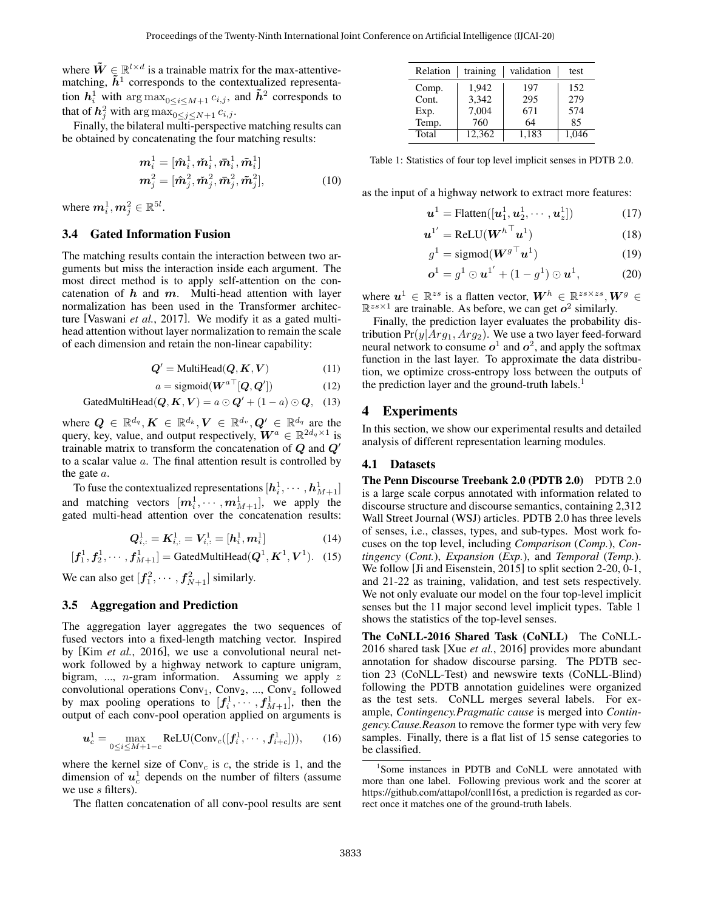where $\tilde{\boldsymbol{W}} \in \mathbb{R}^{l \times d}$ is a trainable matrix for the max-attentive-matching, $\tilde{\boldsymbol{h}}^1$ corresponds to the contextualized representation $\boldsymbol{h}_i^1$ with $\arg\max_{0 \le i \le M+1} c_{i,j}$, and $\tilde{\boldsymbol{h}}^2$ corresponds to that of $\boldsymbol{h}_j^2$ with $\arg\max_{0 \le j \le N+1} c_{i,j}$.

Finally, the bilateral multi-perspective matching results can be obtained by concatenating the four matching results:

$$\begin{aligned} \boldsymbol{m}_i^1 &= [\hat{\boldsymbol{m}}_i^1, \check{\boldsymbol{m}}_i^1, \bar{\boldsymbol{m}}_i^1, \tilde{\boldsymbol{m}}_i^1] \\ \boldsymbol{m}_j^2 &= [\hat{\boldsymbol{m}}_j^2, \check{\boldsymbol{m}}_j^2, \bar{\boldsymbol{m}}_j^2, \tilde{\boldsymbol{m}}_j^2], \end{aligned} \tag{10}$$

where $\boldsymbol{m}_i^1, \boldsymbol{m}_j^2 \in \mathbb{R}^{5l}$.

### 3.4 Gated Information Fusion

The matching results contain the interaction between two arguments but miss the interaction inside each argument. The most direct method is to apply self-attention on the concatenation of $\boldsymbol{h}$ and $\boldsymbol{m}$. Multi-head attention with layer normalization has been used in the Transformer architecture [Vaswani *et al.*, 2017]. We modify it as a gated multi-head attention without layer normalization to remain the scale of each dimension and retain the non-linear capability:

$$\boldsymbol{Q}' = \text{MultiHead}(\boldsymbol{Q}, \boldsymbol{K}, \boldsymbol{V}) \tag{11}$$

$$a = \text{sigmoid}({\boldsymbol{W}^a}^\top [\boldsymbol{Q}, \boldsymbol{Q}']) \tag{12}$$

$$\text{GatedMultiHead}(\boldsymbol{Q}, \boldsymbol{K}, \boldsymbol{V}) = a \odot \boldsymbol{Q}' + (1 - a) \odot \boldsymbol{Q}, \tag{13}$$

where $\boldsymbol{Q} \in \mathbb{R}^{d_q}, \boldsymbol{K} \in \mathbb{R}^{d_k}, \boldsymbol{V} \in \mathbb{R}^{d_v}, \boldsymbol{Q}' \in \mathbb{R}^{d_q}$ are the query, key, value, and output respectively, $\boldsymbol{W}^a \in \mathbb{R}^{2d_q \times 1}$ is trainable matrix to transform the concatenation of $\boldsymbol{Q}$ and $\boldsymbol{Q}'$ to a scalar value $a$. The final attention result is controlled by the gate $a$.

To fuse the contextualized representations $[\boldsymbol{h}_i^1, \cdots, \boldsymbol{h}_{M+1}^1]$ and matching vectors $[\boldsymbol{m}_i^1, \cdots, \boldsymbol{m}_{M+1}^1]$, we apply the gated multi-head attention over the concatenation results:

$$\boldsymbol{Q}_{i,:}^1 = \boldsymbol{K}_{i,:}^1 = \boldsymbol{V}_{i,:}^1 = [\boldsymbol{h}_i^1, \boldsymbol{m}_i^1] \tag{14}$$

$$[\boldsymbol{f}_1^1, \boldsymbol{f}_2^1, \cdots, \boldsymbol{f}_{M+1}^1] = \text{GatedMultiHead}(\boldsymbol{Q}^1, \boldsymbol{K}^1, \boldsymbol{V}^1). \tag{15}$$

We can also get $[\boldsymbol{f}_1^2, \cdots, \boldsymbol{f}_{N+1}^2]$ similarly.

### 3.5 Aggregation and Prediction

The aggregation layer aggregates the two sequences of fused vectors into a fixed-length matching vector. Inspired by [Kim *et al.*, 2016], we use a convolutional neural network followed by a highway network to capture unigram, bigram, ..., $n$-gram information. Assuming we apply $z$ convolutional operations $\text{Conv}_1$, $\text{Conv}_2$, ..., $\text{Conv}_z$ followed by max pooling operations to $[\boldsymbol{f}_i^1, \cdots, \boldsymbol{f}_{M+1}^1]$, then the output of each conv-pool operation applied on arguments is

$$\boldsymbol{u}_c^1 = \max_{0 \le i \le M+1-c} \text{ReLU}(\text{Conv}_c([\boldsymbol{f}_i^1, \cdots, \boldsymbol{f}_{i+c}^1])), \tag{16}$$

where the kernel size of $\text{Conv}_c$ is $c$, the stride is 1, and the dimension of $\boldsymbol{u}_c^1$ depends on the number of filters (assume we use $s$ filters).

The flatten concatenation of all conv-pool results are sent as the input of a highway network to extract more features:

$$\boldsymbol{u}^1 = \text{Flatten}([\boldsymbol{u}_1^1, \boldsymbol{u}_2^1, \cdots, \boldsymbol{u}_z^1]) \tag{17}$$

$$\boldsymbol{u}^{1'} = \text{ReLU}({\boldsymbol{W}^h}^\top \boldsymbol{u}^1) \tag{18}$$

$$g^1 = \text{sigmod}({\boldsymbol{W}^g}^\top \boldsymbol{u}^1) \tag{19}$$

$$\boldsymbol{o}^1 = g^1 \odot \boldsymbol{u}^{1'} + (1 - g^1) \odot \boldsymbol{u}^1, \tag{20}$$

where $\boldsymbol{u}^1 \in \mathbb{R}^{zs}$ is a flatten vector, $\boldsymbol{W}^h \in \mathbb{R}^{zs \times zs}, \boldsymbol{W}^g \in \mathbb{R}^{zs \times 1}$ are trainable. As before, we can get $\boldsymbol{o}^2$ similarly.

Finally, the prediction layer evaluates the probability distribution $\Pr(y|Arg_1, Arg_2)$. We use a two layer feed-forward neural network to consume $\boldsymbol{o}^1$ and $\boldsymbol{o}^2$, and apply the softmax function in the last layer. To approximate the data distribution, we optimize cross-entropy loss between the outputs of the prediction layer and the ground-truth labels.[1]

| Relation | training | validation | test |
|---|---|---|---|
| Comp. | 1,942 | 197 | 152 |
| Cont. | 3,342 | 295 | 279 |
| Exp. | 7,004 | 671 | 574 |
| Temp. | 760 | 64 | 85 |
| Total | 12,362 | 1,183 | 1,046 |

Table 1: Statistics of four top level implicit senses in PDTB 2.0.

## 4 Experiments

In this section, we show our experimental results and detailed analysis of different representation learning modules.

### 4.1 Datasets

**The Penn Discourse Treebank 2.0 (PDTB 2.0)** PDTB 2.0 is a large scale corpus annotated with information related to discourse structure and discourse semantics, containing 2,312 Wall Street Journal (WSJ) articles. PDTB 2.0 has three levels of senses, i.e., classes, types, and sub-types. Most work focuses on the top level, including *Comparison* (*Comp.*), *Contingency* (*Cont.*), *Expansion* (*Exp.*), and *Temporal* (*Temp.*). We follow [Ji and Eisenstein, 2015] to split section 2-20, 0-1, and 21-22 as training, validation, and test sets respectively. We not only evaluate our model on the four top-level implicit senses but the 11 major second level implicit types. Table 1 shows the statistics of the top-level senses.

**The CoNLL-2016 Shared Task (CoNLL)** The CoNLL-2016 shared task [Xue *et al.*, 2016] provides more abundant annotation for shadow discourse parsing. The PDTB section 23 (CoNLL-Test) and newswire texts (CoNLL-Blind) following the PDTB annotation guidelines were organized as the test sets. CoNLL merges several labels. For example, *Contingency.Pragmatic cause* is merged into *Contingency.Cause.Reason* to remove the former type with very few samples. Finally, there is a flat list of 15 sense categories to be classified.

[1] Some instances in PDTB and CoNLL were annotated with more than one label. Following previous work and the scorer at https://github.com/attapol/conll16st, a prediction is regarded as correct once it matches one of the ground-truth labels.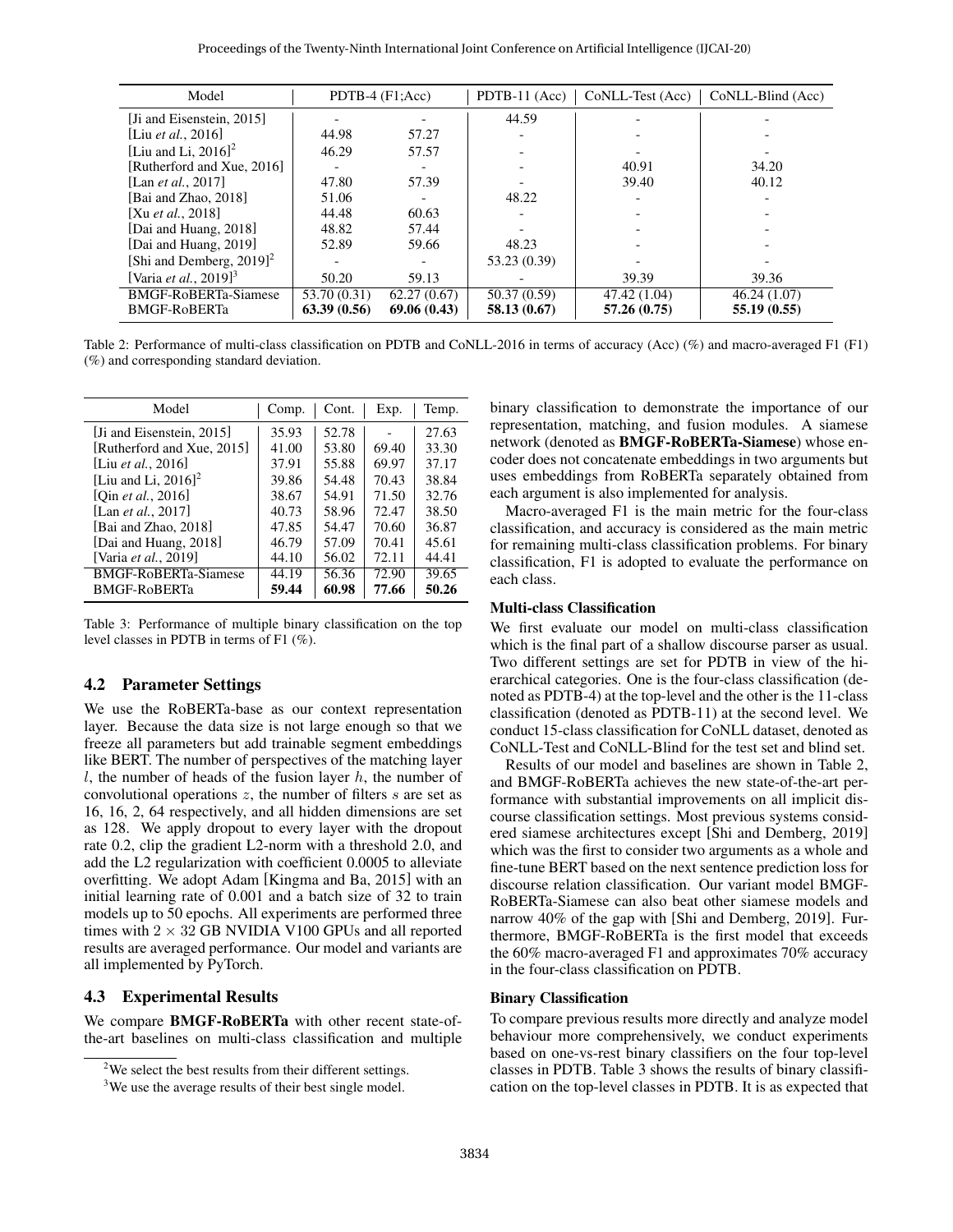| Model | PDTB-4 (F1;Acc) | | PDTB-11 (Acc) | CoNLL-Test (Acc) | CoNLL-Blind (Acc) |
|---|---|---|---|---|---|
| [Ji and Eisenstein, 2015] | - | - | 44.59 | - | - |
| [Liu *et al.*, 2016] | 44.98 | 57.27 | - | - | - |
| [Liu and Li, 2016][2] | 46.29 | 57.57 | - | - | - |
| [Rutherford and Xue, 2016] | - | - | - | 40.91 | 34.20 |
| [Lan *et al.*, 2017] | 47.80 | 57.39 | - | 39.40 | 40.12 |
| [Bai and Zhao, 2018] | 51.06 | - | 48.22 | - | - |
| [Xu *et al.*, 2018] | 44.48 | 60.63 | - | - | - |
| [Dai and Huang, 2018] | 48.82 | 57.44 | - | - | - |
| [Dai and Huang, 2019] | 52.89 | 59.66 | 48.23 | - | - |
| [Shi and Demberg, 2019][2] | - | - | 53.23 (0.39) | - | - |
| [Varia *et al.*, 2019][3] | 50.20 | 59.13 | - | 39.39 | 39.36 |
| BMGF-RoBERTa-Siamese | 53.70 (0.31) | 62.27 (0.67) | 50.37 (0.59) | 47.42 (1.04) | 46.24 (1.07) |
| BMGF-RoBERTa | **63.39 (0.56)** | **69.06 (0.43)** | **58.13 (0.67)** | **57.26 (0.75)** | **55.19 (0.55)** |

Table 2: Performance of multi-class classification on PDTB and CoNLL-2016 in terms of accuracy (Acc) (%) and macro-averaged F1 (F1) (%) and corresponding standard deviation.

| Model | Comp. | Cont. | Exp. | Temp. |
|---|---|---|---|---|
| [Ji and Eisenstein, 2015] | 35.93 | 52.78 | - | 27.63 |
| [Rutherford and Xue, 2015] | 41.00 | 53.80 | 69.40 | 33.30 |
| [Liu *et al.*, 2016] | 37.91 | 55.88 | 69.97 | 37.17 |
| [Liu and Li, 2016][2] | 39.86 | 54.48 | 70.43 | 38.84 |
| [Qin *et al.*, 2016] | 38.67 | 54.91 | 71.50 | 32.76 |
| [Lan *et al.*, 2017] | 40.73 | 58.96 | 72.47 | 38.50 |
| [Bai and Zhao, 2018] | 47.85 | 54.47 | 70.60 | 36.87 |
| [Dai and Huang, 2018] | 46.79 | 57.09 | 70.41 | 45.61 |
| [Varia *et al.*, 2019] | 44.10 | 56.02 | 72.11 | 44.41 |
| BMGF-RoBERTa-Siamese | 44.19 | 56.36 | 72.90 | 39.65 |
| BMGF-RoBERTa | **59.44** | **60.98** | **77.66** | **50.26** |

Table 3: Performance of multiple binary classification on the top level classes in PDTB in terms of F1 (%).

### 4.2 Parameter Settings

We use the RoBERTa-base as our context representation layer. Because the data size is not large enough so that we freeze all parameters but add trainable segment embeddings like BERT. The number of perspectives of the matching layer $l$, the number of heads of the fusion layer $h$, the number of convolutional operations $z$, the number of filters $s$ are set as 16, 16, 2, 64 respectively, and all hidden dimensions are set as 128. We apply dropout to every layer with the dropout rate 0.2, clip the gradient L2-norm with a threshold 2.0, and add the L2 regularization with coefficient 0.0005 to alleviate overfitting. We adopt Adam [Kingma and Ba, 2015] with an initial learning rate of 0.001 and a batch size of 32 to train models up to 50 epochs. All experiments are performed three times with $2 \times 32$ GB NVIDIA V100 GPUs and all reported results are averaged performance. Our model and variants are all implemented by PyTorch.

### 4.3 Experimental Results

We compare **BMGF-RoBERTa** with other recent state-of-the-art baselines on multi-class classification and multiple binary classification to demonstrate the importance of our representation, matching, and fusion modules. A siamese network (denoted as **BMGF-RoBERTa-Siamese**) whose encoder does not concatenate embeddings in two arguments but uses embeddings from RoBERTa separately obtained from each argument is also implemented for analysis.

Macro-averaged F1 is the main metric for the four-class classification, and accuracy is considered as the main metric for remaining multi-class classification problems. For binary classification, F1 is adopted to evaluate the performance on each class.

#### Multi-class Classification

We first evaluate our model on multi-class classification which is the final part of a shallow discourse parser as usual. Two different settings are set for PDTB in view of the hierarchical categories. One is the four-class classification (denoted as PDTB-4) at the top-level and the other is the 11-class classification (denoted as PDTB-11) at the second level. We conduct 15-class classification for CoNLL dataset, denoted as CoNLL-Test and CoNLL-Blind for the test set and blind set.

Results of our model and baselines are shown in Table 2, and BMGF-RoBERTa achieves the new state-of-the-art performance with substantial improvements on all implicit discourse classification settings. Most previous systems considered siamese architectures except [Shi and Demberg, 2019] which was the first to consider two arguments as a whole and fine-tune BERT based on the next sentence prediction loss for discourse relation classification. Our variant model BMGF-RoBERTa-Siamese can also beat other siamese models and narrow 40% of the gap with [Shi and Demberg, 2019]. Furthermore, BMGF-RoBERTa is the first model that exceeds the 60% macro-averaged F1 and approximates 70% accuracy in the four-class classification on PDTB.

#### Binary Classification

To compare previous results more directly and analyze model behaviour more comprehensively, we conduct experiments based on one-vs-rest binary classifiers on the four top-level classes in PDTB. Table 3 shows the results of binary classification on the top-level classes in PDTB. It is as expected that

[2]We select the best results from their different settings.

[3]We use the average results of their best single model.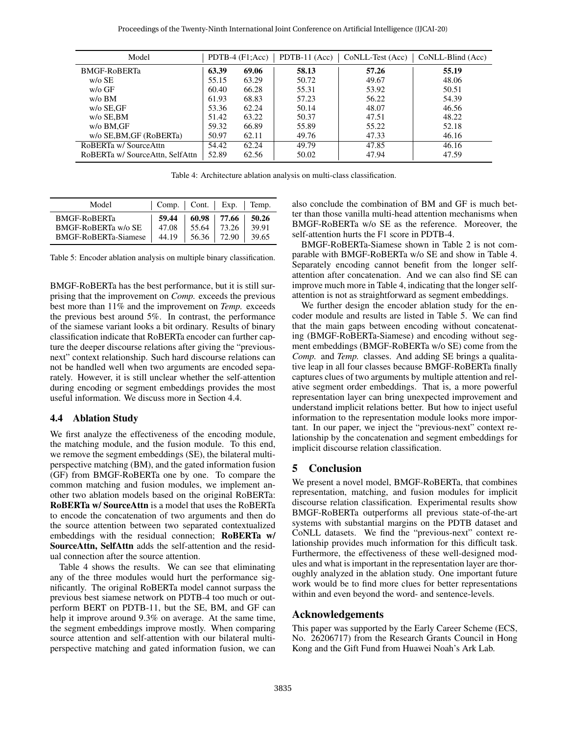| Model | PDTB-4 (F1;Acc) | | PDTB-11 (Acc) | CoNLL-Test (Acc) | CoNLL-Blind (Acc) |
|---|---|---|---|---|---|
| BMGF-RoBERTa | **63.39** | **69.06** | **58.13** | **57.26** | **55.19** |
| w/o SE | 55.15 | 63.29 | 50.72 | 49.67 | 48.06 |
| w/o GF | 60.40 | 66.28 | 55.31 | 53.92 | 50.51 |
| w/o BM | 61.93 | 68.83 | 57.23 | 56.22 | 54.39 |
| w/o SE,GF | 53.36 | 62.24 | 50.14 | 48.07 | 46.56 |
| w/o SE,BM | 51.42 | 63.22 | 50.37 | 47.51 | 48.22 |
| w/o BM,GF | 59.32 | 66.89 | 55.89 | 55.22 | 52.18 |
| w/o SE,BM,GF (RoBERTa) | 50.97 | 62.11 | 49.76 | 47.33 | 46.16 |
| RoBERTa w/ SourceAttn | 54.42 | 62.24 | 49.79 | 47.85 | 46.16 |
| RoBERTa w/ SourceAttn, SelfAttn | 52.89 | 62.56 | 50.02 | 47.94 | 47.59 |

Table 4: Architecture ablation analysis on multi-class classification.

| Model | Comp. | Cont. | Exp. | Temp. |
|---|---|---|---|---|
| BMGF-RoBERTa | **59.44** | **60.98** | **77.66** | **50.26** |
| BMGF-RoBERTa w/o SE | 47.08 | 55.64 | 73.26 | 39.91 |
| BMGF-RoBERTa-Siamese | 44.19 | 56.36 | 72.90 | 39.65 |

Table 5: Encoder ablation analysis on multiple binary classification.

BMGF-RoBERTa has the best performance, but it is still surprising that the improvement on *Comp.* exceeds the previous best more than 11% and the improvement on *Temp.* exceeds the previous best around 5%. In contrast, the performance of the siamese variant looks a bit ordinary. Results of binary classification indicate that RoBERTa encoder can further capture the deeper discourse relations after giving the "previous-next" context relationship. Such hard discourse relations can not be handled well when two arguments are encoded separately. However, it is still unclear whether the self-attention during encoding or segment embeddings provides the most useful information. We discuss more in Section 4.4.

### 4.4 Ablation Study

We first analyze the effectiveness of the encoding module, the matching module, and the fusion module. To this end, we remove the segment embeddings (SE), the bilateral multi-perspective matching (BM), and the gated information fusion (GF) from BMGF-RoBERTa one by one. To compare the common matching and fusion modules, we implement another two ablation models based on the original RoBERTa: **RoBERTa w/ SourceAttn** is a model that uses the RoBERTa to encode the concatenation of two arguments and then do the source attention between two separated contextualized embeddings with the residual connection; **RoBERTa w/ SourceAttn, SelfAttn** adds the self-attention and the residual connection after the source attention.

Table 4 shows the results. We can see that eliminating any of the three modules would hurt the performance significantly. The original RoBERTa model cannot surpass the previous best siamese network on PDTB-4 too much or outperform BERT on PDTB-11, but the SE, BM, and GF can help it improve around 9.3% on average. At the same time, the segment embeddings improve mostly. When comparing source attention and self-attention with our bilateral multi-perspective matching and gated information fusion, we can also conclude the combination of BM and GF is much better than those vanilla multi-head attention mechanisms when BMGF-RoBERTa w/o SE as the reference. Moreover, the self-attention hurts the F1 score in PDTB-4.

BMGF-RoBERTa-Siamese shown in Table 2 is not comparable with BMGF-RoBERTa w/o SE and show in Table 4. Separately encoding cannot benefit from the longer self-attention after concatenation. And we can also find SE can improve much more in Table 4, indicating that the longer self-attention is not as straightforward as segment embeddings.

We further design the encoder ablation study for the encoder module and results are listed in Table 5. We can find that the main gaps between encoding without concatenating (BMGF-RoBERTa-Siamese) and encoding without segment embeddings (BMGF-RoBERTa w/o SE) come from the *Comp.* and *Temp.* classes. And adding SE brings a qualitative leap in all four classes because BMGF-RoBERTa finally captures clues of two arguments by multiple attention and relative segment order embeddings. That is, a more powerful representation layer can bring unexpected improvement and understand implicit relations better. But how to inject useful information to the representation module looks more important. In our paper, we inject the "previous-next" context relationship by the concatenation and segment embeddings for implicit discourse relation classification.

## 5 Conclusion

We present a novel model, BMGF-RoBERTa, that combines representation, matching, and fusion modules for implicit discourse relation classification. Experimental results show BMGF-RoBERTa outperforms all previous state-of-the-art systems with substantial margins on the PDTB dataset and CoNLL datasets. We find the "previous-next" context relationship provides much information for this difficult task. Furthermore, the effectiveness of these well-designed modules and what is important in the representation layer are thoroughly analyzed in the ablation study. One important future work would be to find more clues for better representations within and even beyond the word- and sentence-levels.

## Acknowledgements

This paper was supported by the Early Career Scheme (ECS, No. 26206717) from the Research Grants Council in Hong Kong and the Gift Fund from Huawei Noah's Ark Lab.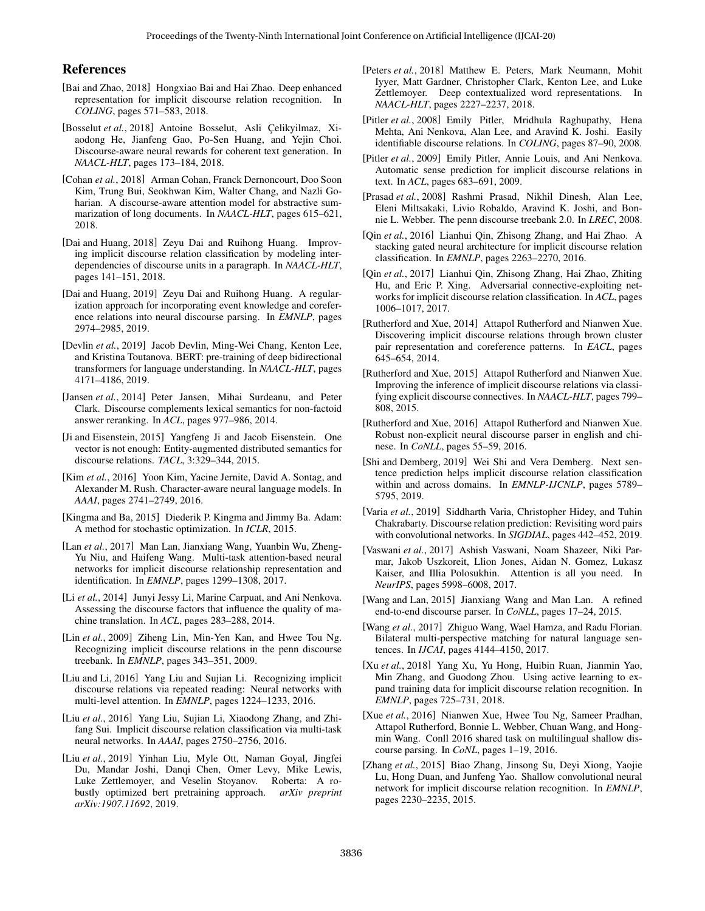## References

[Bai and Zhao, 2018] Hongxiao Bai and Hai Zhao. Deep enhanced representation for implicit discourse relation recognition. In *COLING*, pages 571–583, 2018.

[Bosselut *et al.*, 2018] Antoine Bosselut, Asli Çelikyilmaz, Xiaodong He, Jianfeng Gao, Po-Sen Huang, and Yejin Choi. Discourse-aware neural rewards for coherent text generation. In *NAACL-HLT*, pages 173–184, 2018.

[Cohan *et al.*, 2018] Arman Cohan, Franck Dernoncourt, Doo Soon Kim, Trung Bui, Seokhwan Kim, Walter Chang, and Nazli Goharian. A discourse-aware attention model for abstractive summarization of long documents. In *NAACL-HLT*, pages 615–621, 2018.

[Dai and Huang, 2018] Zeyu Dai and Ruihong Huang. Improving implicit discourse relation classification by modeling interdependencies of discourse units in a paragraph. In *NAACL-HLT*, pages 141–151, 2018.

[Dai and Huang, 2019] Zeyu Dai and Ruihong Huang. A regularization approach for incorporating event knowledge and coreference relations into neural discourse parsing. In *EMNLP*, pages 2974–2985, 2019.

[Devlin *et al.*, 2019] Jacob Devlin, Ming-Wei Chang, Kenton Lee, and Kristina Toutanova. BERT: pre-training of deep bidirectional transformers for language understanding. In *NAACL-HLT*, pages 4171–4186, 2019.

[Jansen *et al.*, 2014] Peter Jansen, Mihai Surdeanu, and Peter Clark. Discourse complements lexical semantics for non-factoid answer reranking. In *ACL*, pages 977–986, 2014.

[Ji and Eisenstein, 2015] Yangfeng Ji and Jacob Eisenstein. One vector is not enough: Entity-augmented distributed semantics for discourse relations. *TACL*, 3:329–344, 2015.

[Kim *et al.*, 2016] Yoon Kim, Yacine Jernite, David A. Sontag, and Alexander M. Rush. Character-aware neural language models. In *AAAI*, pages 2741–2749, 2016.

[Kingma and Ba, 2015] Diederik P. Kingma and Jimmy Ba. Adam: A method for stochastic optimization. In *ICLR*, 2015.

[Lan *et al.*, 2017] Man Lan, Jianxiang Wang, Yuanbin Wu, Zheng-Yu Niu, and Haifeng Wang. Multi-task attention-based neural networks for implicit discourse relationship representation and identification. In *EMNLP*, pages 1299–1308, 2017.

[Li *et al.*, 2014] Junyi Jessy Li, Marine Carpuat, and Ani Nenkova. Assessing the discourse factors that influence the quality of machine translation. In *ACL*, pages 283–288, 2014.

[Lin *et al.*, 2009] Ziheng Lin, Min-Yen Kan, and Hwee Tou Ng. Recognizing implicit discourse relations in the penn discourse treebank. In *EMNLP*, pages 343–351, 2009.

[Liu and Li, 2016] Yang Liu and Sujian Li. Recognizing implicit discourse relations via repeated reading: Neural networks with multi-level attention. In *EMNLP*, pages 1224–1233, 2016.

[Liu *et al.*, 2016] Yang Liu, Sujian Li, Xiaodong Zhang, and Zhifang Sui. Implicit discourse relation classification via multi-task neural networks. In *AAAI*, pages 2750–2756, 2016.

[Liu *et al.*, 2019] Yinhan Liu, Myle Ott, Naman Goyal, Jingfei Du, Mandar Joshi, Danqi Chen, Omer Levy, Mike Lewis, Luke Zettlemoyer, and Veselin Stoyanov. Roberta: A robustly optimized bert pretraining approach. *arXiv preprint arXiv:1907.11692*, 2019.

[Peters *et al.*, 2018] Matthew E. Peters, Mark Neumann, Mohit Iyyer, Matt Gardner, Christopher Clark, Kenton Lee, and Luke Zettlemoyer. Deep contextualized word representations. In *NAACL-HLT*, pages 2227–2237, 2018.

[Pitler *et al.*, 2008] Emily Pitler, Mridhula Raghupathy, Hena Mehta, Ani Nenkova, Alan Lee, and Aravind K. Joshi. Easily identifiable discourse relations. In *COLING*, pages 87–90, 2008.

[Pitler *et al.*, 2009] Emily Pitler, Annie Louis, and Ani Nenkova. Automatic sense prediction for implicit discourse relations in text. In *ACL*, pages 683–691, 2009.

[Prasad *et al.*, 2008] Rashmi Prasad, Nikhil Dinesh, Alan Lee, Eleni Miltsakaki, Livio Robaldo, Aravind K. Joshi, and Bonnie L. Webber. The penn discourse treebank 2.0. In *LREC*, 2008.

[Qin *et al.*, 2016] Lianhui Qin, Zhisong Zhang, and Hai Zhao. A stacking gated neural architecture for implicit discourse relation classification. In *EMNLP*, pages 2263–2270, 2016.

[Qin *et al.*, 2017] Lianhui Qin, Zhisong Zhang, Hai Zhao, Zhiting Hu, and Eric P. Xing. Adversarial connective-exploiting networks for implicit discourse relation classification. In *ACL*, pages 1006–1017, 2017.

[Rutherford and Xue, 2014] Attapol Rutherford and Nianwen Xue. Discovering implicit discourse relations through brown cluster pair representation and coreference patterns. In *EACL*, pages 645–654, 2014.

[Rutherford and Xue, 2015] Attapol Rutherford and Nianwen Xue. Improving the inference of implicit discourse relations via classifying explicit discourse connectives. In *NAACL-HLT*, pages 799–808, 2015.

[Rutherford and Xue, 2016] Attapol Rutherford and Nianwen Xue. Robust non-explicit neural discourse parser in english and chinese. In *CoNLL*, pages 55–59, 2016.

[Shi and Demberg, 2019] Wei Shi and Vera Demberg. Next sentence prediction helps implicit discourse relation classification within and across domains. In *EMNLP-IJCNLP*, pages 5789–5795, 2019.

[Varia *et al.*, 2019] Siddharth Varia, Christopher Hidey, and Tuhin Chakrabarty. Discourse relation prediction: Revisiting word pairs with convolutional networks. In *SIGDIAL*, pages 442–452, 2019.

[Vaswani *et al.*, 2017] Ashish Vaswani, Noam Shazeer, Niki Parmar, Jakob Uszkoreit, Llion Jones, Aidan N. Gomez, Lukasz Kaiser, and Illia Polosukhin. Attention is all you need. In *NeurIPS*, pages 5998–6008, 2017.

[Wang and Lan, 2015] Jianxiang Wang and Man Lan. A refined end-to-end discourse parser. In *CoNLL*, pages 17–24, 2015.

[Wang *et al.*, 2017] Zhiguo Wang, Wael Hamza, and Radu Florian. Bilateral multi-perspective matching for natural language sentences. In *IJCAI*, pages 4144–4150, 2017.

[Xu *et al.*, 2018] Yang Xu, Yu Hong, Huibin Ruan, Jianmin Yao, Min Zhang, and Guodong Zhou. Using active learning to expand training data for implicit discourse relation recognition. In *EMNLP*, pages 725–731, 2018.

[Xue *et al.*, 2016] Nianwen Xue, Hwee Tou Ng, Sameer Pradhan, Attapol Rutherford, Bonnie L. Webber, Chuan Wang, and Hongmin Wang. Conll 2016 shared task on multilingual shallow discourse parsing. In *CoNL*, pages 1–19, 2016.

[Zhang *et al.*, 2015] Biao Zhang, Jinsong Su, Deyi Xiong, Yaojie Lu, Hong Duan, and Junfeng Yao. Shallow convolutional neural network for implicit discourse relation recognition. In *EMNLP*, pages 2230–2235, 2015.